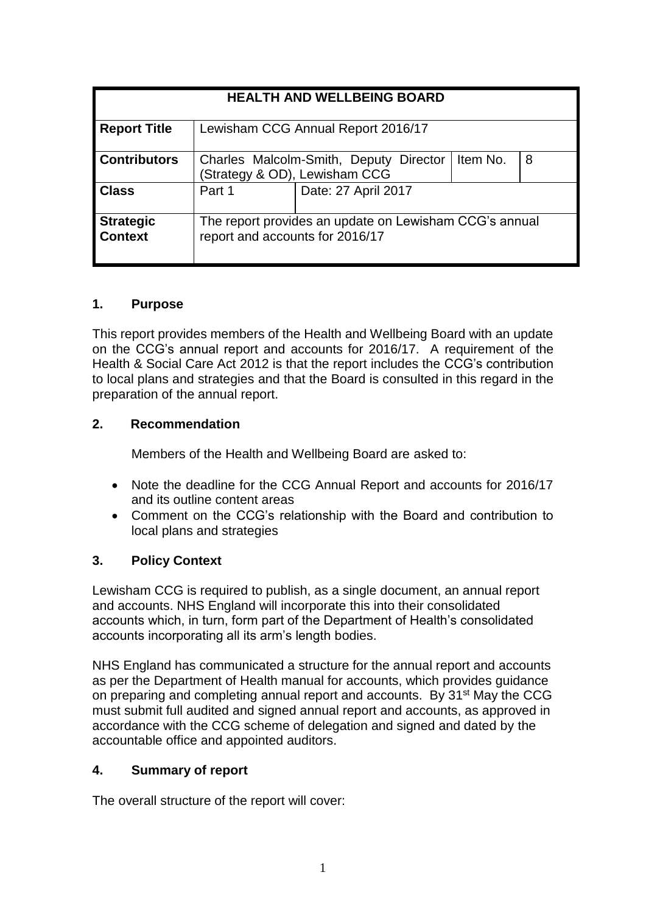| HEALTH AND WELLBEING BOARD | | | | |
|---|---|---|---|---|
| **Report Title** | Lewisham CCG Annual Report 2016/17 | | | |
| **Contributors** | Charles Malcolm-Smith, Deputy Director (Strategy & OD), Lewisham CCG | | Item No. | 8 |
| **Class** | Part 1 | Date: 27 April 2017 | | |
| **Strategic Context** | The report provides an update on Lewisham CCG's annual report and accounts for 2016/17 | | | |

## 1. Purpose

This report provides members of the Health and Wellbeing Board with an update on the CCG's annual report and accounts for 2016/17. A requirement of the Health & Social Care Act 2012 is that the report includes the CCG's contribution to local plans and strategies and that the Board is consulted in this regard in the preparation of the annual report.

## 2. Recommendation

Members of the Health and Wellbeing Board are asked to:

- Note the deadline for the CCG Annual Report and accounts for 2016/17 and its outline content areas
- Comment on the CCG's relationship with the Board and contribution to local plans and strategies

## 3. Policy Context

Lewisham CCG is required to publish, as a single document, an annual report and accounts. NHS England will incorporate this into their consolidated accounts which, in turn, form part of the Department of Health's consolidated accounts incorporating all its arm's length bodies.

NHS England has communicated a structure for the annual report and accounts as per the Department of Health manual for accounts, which provides guidance on preparing and completing annual report and accounts. By 31st May the CCG must submit full audited and signed annual report and accounts, as approved in accordance with the CCG scheme of delegation and signed and dated by the accountable office and appointed auditors.

## 4. Summary of report

The overall structure of the report will cover: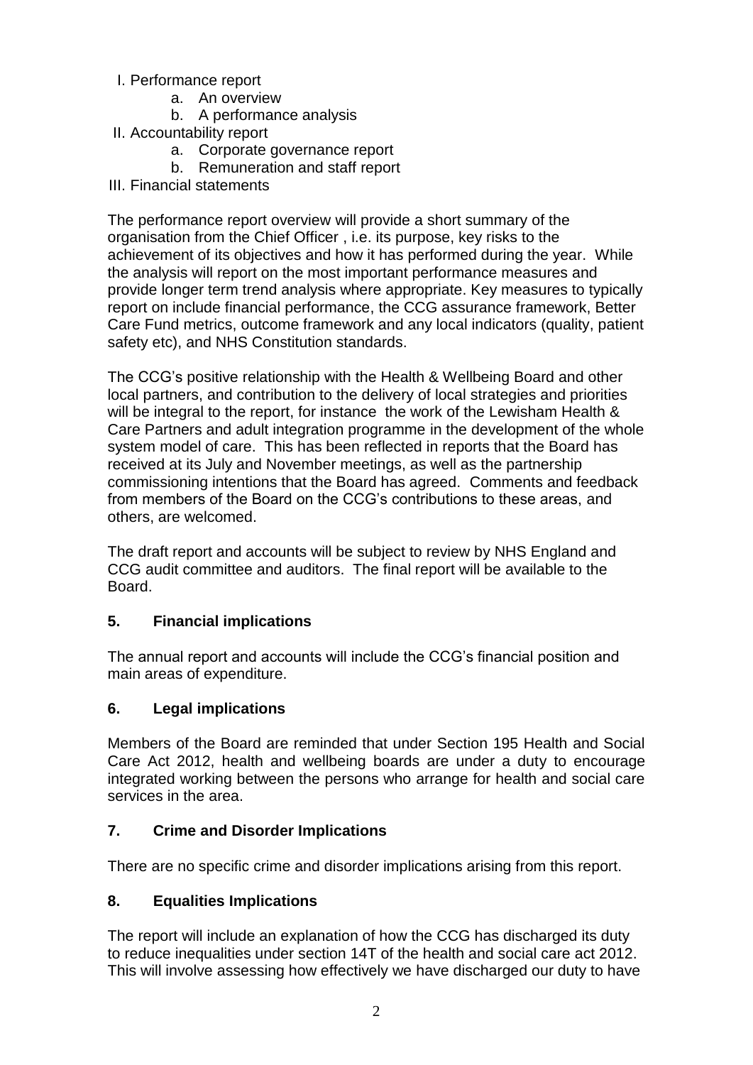I. Performance report
    a. An overview
    b. A performance analysis
II. Accountability report
    a. Corporate governance report
    b. Remuneration and staff report
III. Financial statements

The performance report overview will provide a short summary of the organisation from the Chief Officer , i.e. its purpose, key risks to the achievement of its objectives and how it has performed during the year. While the analysis will report on the most important performance measures and provide longer term trend analysis where appropriate. Key measures to typically report on include financial performance, the CCG assurance framework, Better Care Fund metrics, outcome framework and any local indicators (quality, patient safety etc), and NHS Constitution standards.

The CCG's positive relationship with the Health & Wellbeing Board and other local partners, and contribution to the delivery of local strategies and priorities will be integral to the report, for instance the work of the Lewisham Health & Care Partners and adult integration programme in the development of the whole system model of care. This has been reflected in reports that the Board has received at its July and November meetings, as well as the partnership commissioning intentions that the Board has agreed. Comments and feedback from members of the Board on the CCG's contributions to these areas, and others, are welcomed.

The draft report and accounts will be subject to review by NHS England and CCG audit committee and auditors. The final report will be available to the Board.

## 5. Financial implications

The annual report and accounts will include the CCG's financial position and main areas of expenditure.

## 6. Legal implications

Members of the Board are reminded that under Section 195 Health and Social Care Act 2012, health and wellbeing boards are under a duty to encourage integrated working between the persons who arrange for health and social care services in the area.

## 7. Crime and Disorder Implications

There are no specific crime and disorder implications arising from this report.

## 8. Equalities Implications

The report will include an explanation of how the CCG has discharged its duty to reduce inequalities under section 14T of the health and social care act 2012. This will involve assessing how effectively we have discharged our duty to have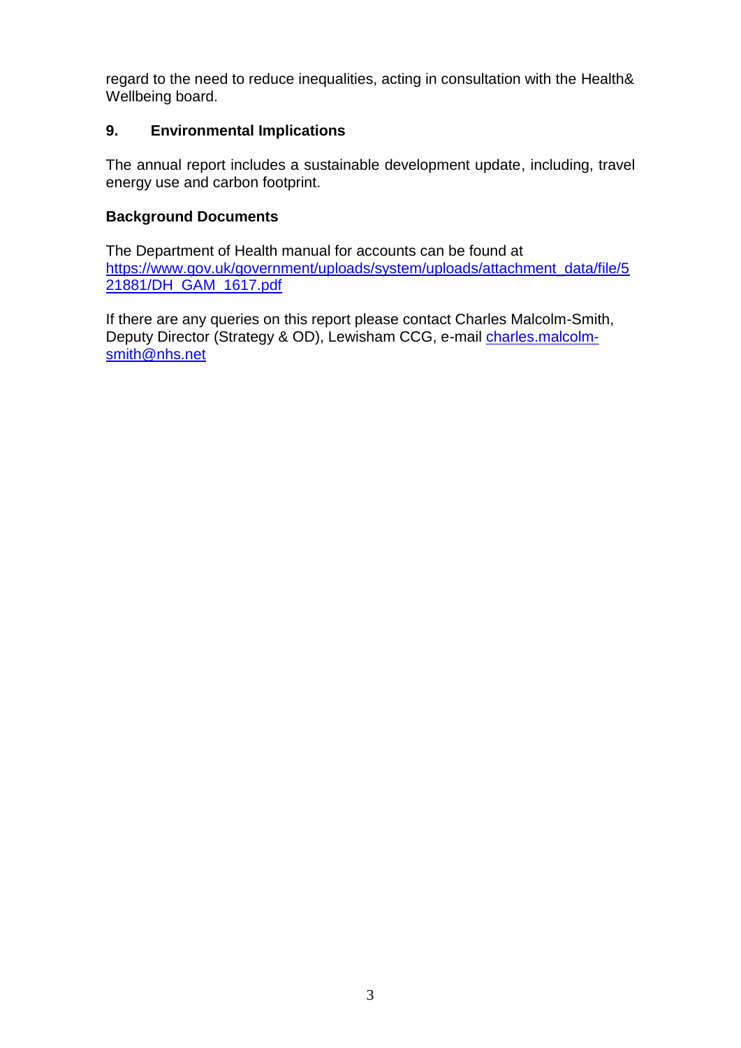regard to the need to reduce inequalities, acting in consultation with the Health& Wellbeing board.

## 9. Environmental Implications

The annual report includes a sustainable development update, including, travel energy use and carbon footprint.

### Background Documents

The Department of Health manual for accounts can be found at https://www.gov.uk/government/uploads/system/uploads/attachment_data/file/521881/DH_GAM_1617.pdf

If there are any queries on this report please contact Charles Malcolm-Smith, Deputy Director (Strategy & OD), Lewisham CCG, e-mail charles.malcolm-smith@nhs.net